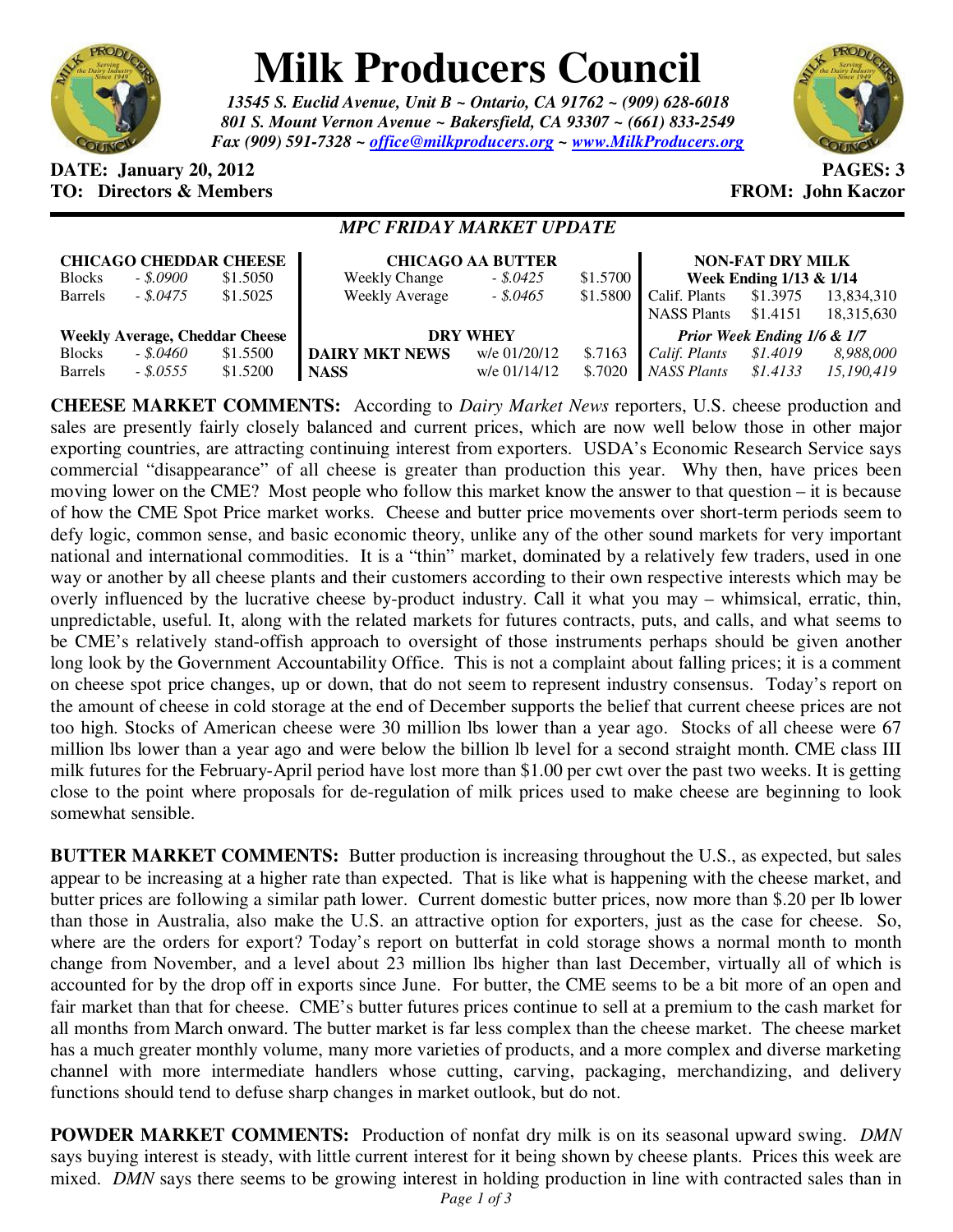# Milk Producers Council

*13545 S. Euclid Avenue, Unit B ~ Ontario, CA 91762 ~ (909) 628-6018*
*801 S. Mount Vernon Avenue ~ Bakersfield, CA 93307 ~ (661) 833-2549*
*Fax (909) 591-7328 ~ office@milkproducers.org ~ www.MilkProducers.org*

**DATE: January 20, 2012** **PAGES: 3**
**TO: Directors & Members** **FROM: John Kaczor**

## *MPC FRIDAY MARKET UPDATE*

| **CHICAGO CHEDDAR CHEESE** | | |
|---|---|---|
| Blocks | *- $.0900* | $1.5050 |
| Barrels | *- $.0475* | $1.5025 |
| **Weekly Average, Cheddar Cheese** | | |
| Blocks | *- $.0460* | $1.5500 |
| Barrels | *- $.0555* | $1.5200 |

| **CHICAGO AA BUTTER** | | |
|---|---|---|
| Weekly Change | *- $.0425* | $1.5700 |
| Weekly Average | *- $.0465* | $1.5800 |
| **DRY WHEY** | | |
| **DAIRY MKT NEWS** | w/e 01/20/12 | $.7163 |
| **NASS** | w/e 01/14/12 | $.7020 |

| **NON-FAT DRY MILK** | | |
|---|---|---|
| **Week Ending 1/13 & 1/14** | | |
| Calif. Plants | $1.3975 | 13,834,310 |
| NASS Plants | $1.4151 | 18,315,630 |
| ***Prior Week Ending 1/6 & 1/7*** | | |
| *Calif. Plants* | *$1.4019* | *8,988,000* |
| *NASS Plants* | *$1.4133* | *15,190,419* |

**CHEESE MARKET COMMENTS:** According to *Dairy Market News* reporters, U.S. cheese production and sales are presently fairly closely balanced and current prices, which are now well below those in other major exporting countries, are attracting continuing interest from exporters. USDA's Economic Research Service says commercial "disappearance" of all cheese is greater than production this year. Why then, have prices been moving lower on the CME? Most people who follow this market know the answer to that question – it is because of how the CME Spot Price market works. Cheese and butter price movements over short-term periods seem to defy logic, common sense, and basic economic theory, unlike any of the other sound markets for very important national and international commodities. It is a "thin" market, dominated by a relatively few traders, used in one way or another by all cheese plants and their customers according to their own respective interests which may be overly influenced by the lucrative cheese by-product industry. Call it what you may – whimsical, erratic, thin, unpredictable, useful. It, along with the related markets for futures contracts, puts, and calls, and what seems to be CME's relatively stand-offish approach to oversight of those instruments perhaps should be given another long look by the Government Accountability Office. This is not a complaint about falling prices; it is a comment on cheese spot price changes, up or down, that do not seem to represent industry consensus. Today's report on the amount of cheese in cold storage at the end of December supports the belief that current cheese prices are not too high. Stocks of American cheese were 30 million lbs lower than a year ago. Stocks of all cheese were 67 million lbs lower than a year ago and were below the billion lb level for a second straight month. CME class III milk futures for the February-April period have lost more than $1.00 per cwt over the past two weeks. It is getting close to the point where proposals for de-regulation of milk prices used to make cheese are beginning to look somewhat sensible.

**BUTTER MARKET COMMENTS:** Butter production is increasing throughout the U.S., as expected, but sales appear to be increasing at a higher rate than expected. That is like what is happening with the cheese market, and butter prices are following a similar path lower. Current domestic butter prices, now more than $.20 per lb lower than those in Australia, also make the U.S. an attractive option for exporters, just as the case for cheese. So, where are the orders for export? Today's report on butterfat in cold storage shows a normal month to month change from November, and a level about 23 million lbs higher than last December, virtually all of which is accounted for by the drop off in exports since June. For butter, the CME seems to be a bit more of an open and fair market than that for cheese. CME's butter futures prices continue to sell at a premium to the cash market for all months from March onward. The butter market is far less complex than the cheese market. The cheese market has a much greater monthly volume, many more varieties of products, and a more complex and diverse marketing channel with more intermediate handlers whose cutting, carving, packaging, merchandizing, and delivery functions should tend to defuse sharp changes in market outlook, but do not.

**POWDER MARKET COMMENTS:** Production of nonfat dry milk is on its seasonal upward swing. *DMN* says buying interest is steady, with little current interest for it being shown by cheese plants. Prices this week are mixed. *DMN* says there seems to be growing interest in holding production in line with contracted sales than in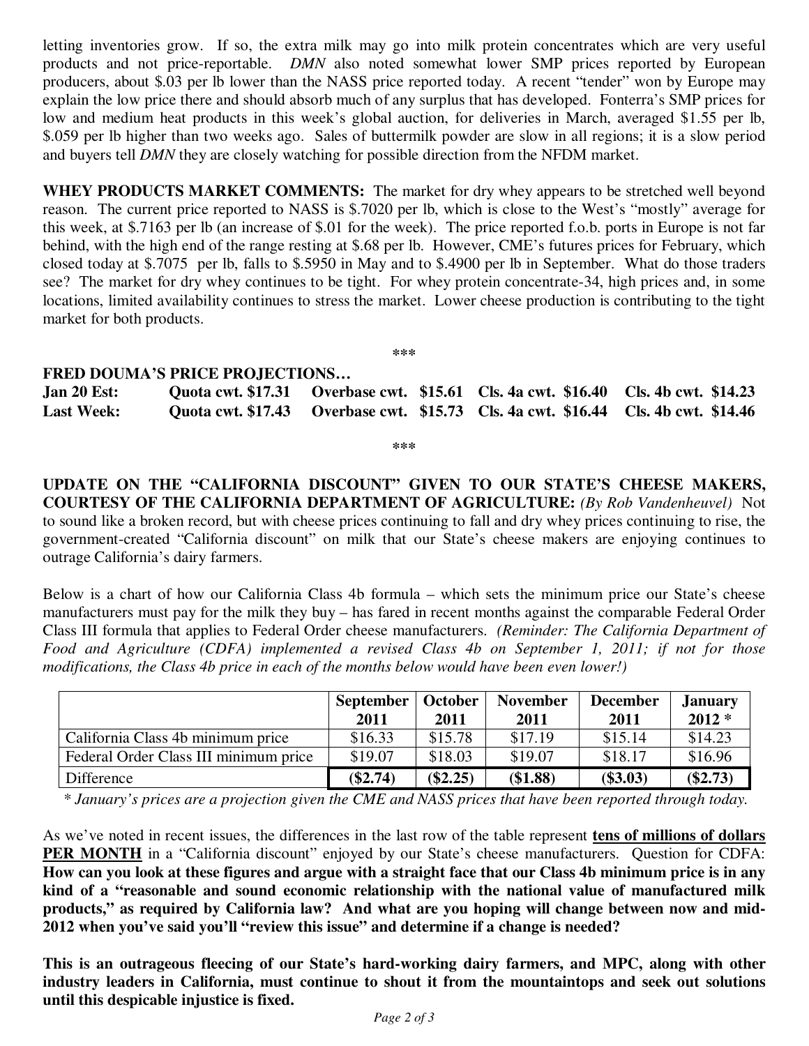letting inventories grow. If so, the extra milk may go into milk protein concentrates which are very useful products and not price-reportable. *DMN* also noted somewhat lower SMP prices reported by European producers, about $.03 per lb lower than the NASS price reported today. A recent "tender" won by Europe may explain the low price there and should absorb much of any surplus that has developed. Fonterra's SMP prices for low and medium heat products in this week's global auction, for deliveries in March, averaged $1.55 per lb, $.059 per lb higher than two weeks ago. Sales of buttermilk powder are slow in all regions; it is a slow period and buyers tell *DMN* they are closely watching for possible direction from the NFDM market.

**WHEY PRODUCTS MARKET COMMENTS:** The market for dry whey appears to be stretched well beyond reason. The current price reported to NASS is $.7020 per lb, which is close to the West's "mostly" average for this week, at $.7163 per lb (an increase of $.01 for the week). The price reported f.o.b. ports in Europe is not far behind, with the high end of the range resting at $.68 per lb. However, CME's futures prices for February, which closed today at $.7075 per lb, falls to $.5950 in May and to $.4900 per lb in September. What do those traders see? The market for dry whey continues to be tight. For whey protein concentrate-34, high prices and, in some locations, limited availability continues to stress the market. Lower cheese production is contributing to the tight market for both products.

***

**FRED DOUMA'S PRICE PROJECTIONS…**

| | | | | |
|---|---|---|---|---|
| **Jan 20 Est:** | **Quota cwt. $17.31** | **Overbase cwt. $15.61** | **Cls. 4a cwt. $16.40** | **Cls. 4b cwt. $14.23** |
| **Last Week:** | **Quota cwt. $17.43** | **Overbase cwt. $15.73** | **Cls. 4a cwt. $16.44** | **Cls. 4b cwt. $14.46** |

***

**UPDATE ON THE "CALIFORNIA DISCOUNT" GIVEN TO OUR STATE'S CHEESE MAKERS, COURTESY OF THE CALIFORNIA DEPARTMENT OF AGRICULTURE:** *(By Rob Vandenheuvel)* Not to sound like a broken record, but with cheese prices continuing to fall and dry whey prices continuing to rise, the government-created "California discount" on milk that our State's cheese makers are enjoying continues to outrage California's dairy farmers.

Below is a chart of how our California Class 4b formula – which sets the minimum price our State's cheese manufacturers must pay for the milk they buy – has fared in recent months against the comparable Federal Order Class III formula that applies to Federal Order cheese manufacturers. *(Reminder: The California Department of Food and Agriculture (CDFA) implemented a revised Class 4b on September 1, 2011; if not for those modifications, the Class 4b price in each of the months below would have been even lower!)*

| | **September 2011** | **October 2011** | **November 2011** | **December 2011** | **January 2012 *** |
|---|---|---|---|---|---|
| California Class 4b minimum price | $16.33 | $15.78 | $17.19 | $15.14 | $14.23 |
| Federal Order Class III minimum price | $19.07 | $18.03 | $19.07 | $18.17 | $16.96 |
| Difference | **($2.74)** | **($2.25)** | **($1.88)** | **($3.03)** | **($2.73)** |

*\* January's prices are a projection given the CME and NASS prices that have been reported through today.*

As we've noted in recent issues, the differences in the last row of the table represent **tens of millions of dollars PER MONTH** in a "California discount" enjoyed by our State's cheese manufacturers. Question for CDFA: **How can you look at these figures and argue with a straight face that our Class 4b minimum price is in any kind of a "reasonable and sound economic relationship with the national value of manufactured milk products," as required by California law? And what are you hoping will change between now and mid-2012 when you've said you'll "review this issue" and determine if a change is needed?**

**This is an outrageous fleecing of our State's hard-working dairy farmers, and MPC, along with other industry leaders in California, must continue to shout it from the mountaintops and seek out solutions until this despicable injustice is fixed.**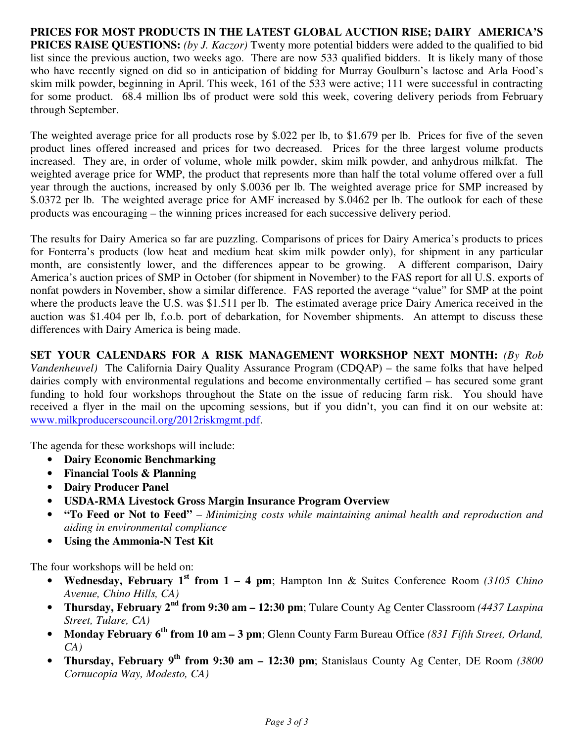**PRICES FOR MOST PRODUCTS IN THE LATEST GLOBAL AUCTION RISE; DAIRY AMERICA'S PRICES RAISE QUESTIONS:** *(by J. Kaczor)* Twenty more potential bidders were added to the qualified to bid list since the previous auction, two weeks ago. There are now 533 qualified bidders. It is likely many of those who have recently signed on did so in anticipation of bidding for Murray Goulburn's lactose and Arla Food's skim milk powder, beginning in April. This week, 161 of the 533 were active; 111 were successful in contracting for some product. 68.4 million lbs of product were sold this week, covering delivery periods from February through September.

The weighted average price for all products rose by $.022 per lb, to $1.679 per lb. Prices for five of the seven product lines offered increased and prices for two decreased. Prices for the three largest volume products increased. They are, in order of volume, whole milk powder, skim milk powder, and anhydrous milkfat. The weighted average price for WMP, the product that represents more than half the total volume offered over a full year through the auctions, increased by only $.0036 per lb. The weighted average price for SMP increased by $.0372 per lb. The weighted average price for AMF increased by $.0462 per lb. The outlook for each of these products was encouraging – the winning prices increased for each successive delivery period.

The results for Dairy America so far are puzzling. Comparisons of prices for Dairy America's products to prices for Fonterra's products (low heat and medium heat skim milk powder only), for shipment in any particular month, are consistently lower, and the differences appear to be growing. A different comparison, Dairy America's auction prices of SMP in October (for shipment in November) to the FAS report for all U.S. exports of nonfat powders in November, show a similar difference. FAS reported the average "value" for SMP at the point where the products leave the U.S. was $1.511 per lb. The estimated average price Dairy America received in the auction was $1.404 per lb, f.o.b. port of debarkation, for November shipments. An attempt to discuss these differences with Dairy America is being made.

**SET YOUR CALENDARS FOR A RISK MANAGEMENT WORKSHOP NEXT MONTH:** *(By Rob Vandenheuvel)* The California Dairy Quality Assurance Program (CDQAP) – the same folks that have helped dairies comply with environmental regulations and become environmentally certified – has secured some grant funding to hold four workshops throughout the State on the issue of reducing farm risk. You should have received a flyer in the mail on the upcoming sessions, but if you didn't, you can find it on our website at: www.milkproducerscouncil.org/2012riskmgmt.pdf.

The agenda for these workshops will include:

- **Dairy Economic Benchmarking**
- **Financial Tools & Planning**
- **Dairy Producer Panel**
- **USDA-RMA Livestock Gross Margin Insurance Program Overview**
- **"To Feed or Not to Feed"** – *Minimizing costs while maintaining animal health and reproduction and aiding in environmental compliance*
- **Using the Ammonia-N Test Kit**

The four workshops will be held on:

- **Wednesday, February 1st from 1 – 4 pm**; Hampton Inn & Suites Conference Room *(3105 Chino Avenue, Chino Hills, CA)*
- **Thursday, February 2nd from 9:30 am – 12:30 pm**; Tulare County Ag Center Classroom *(4437 Laspina Street, Tulare, CA)*
- **Monday February 6th from 10 am – 3 pm**; Glenn County Farm Bureau Office *(831 Fifth Street, Orland, CA)*
- **Thursday, February 9th from 9:30 am – 12:30 pm**; Stanislaus County Ag Center, DE Room *(3800 Cornucopia Way, Modesto, CA)*